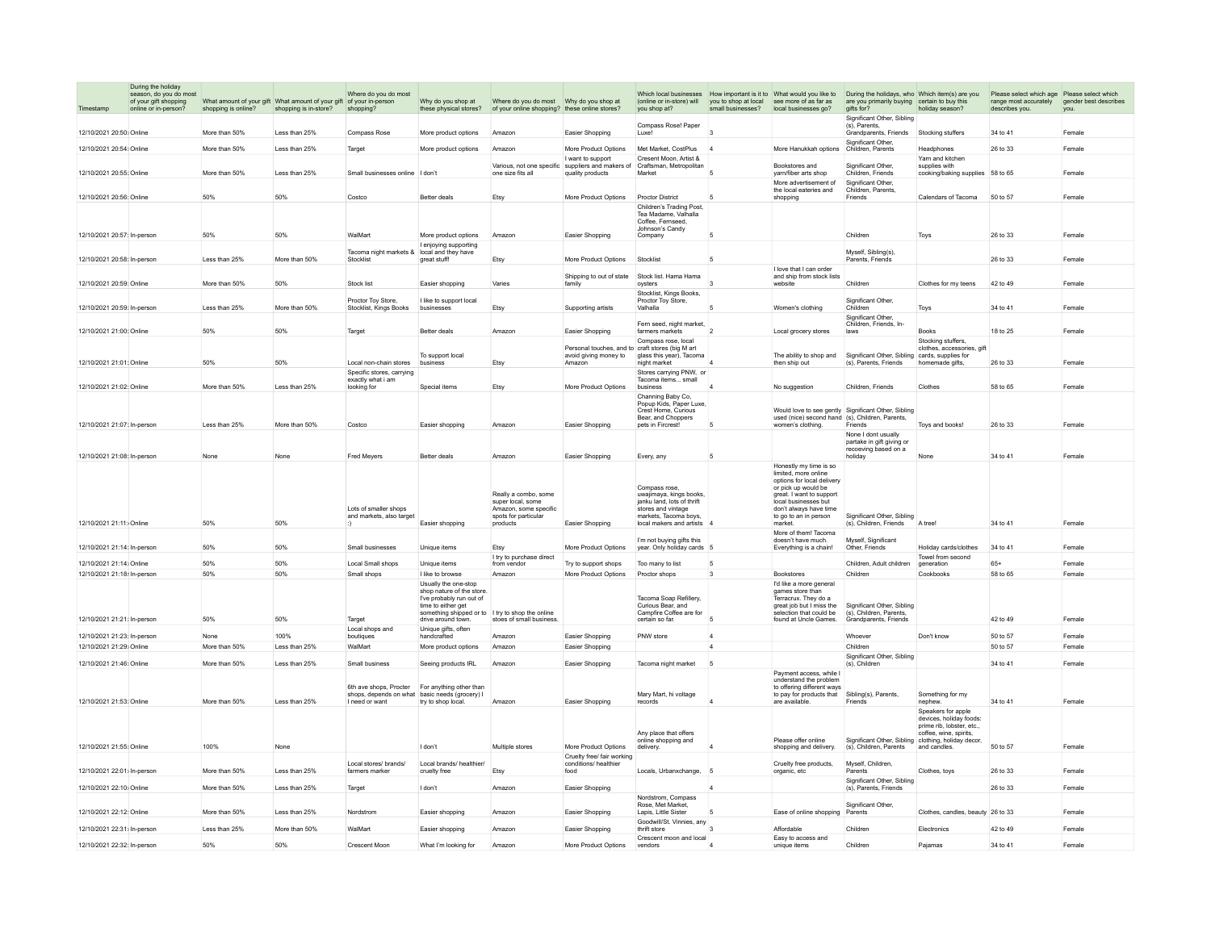| Timestamp | During the holiday season, do you do most of your gift shopping online or in-person? | What amount of your gift shopping is online? | What amount of your gift shopping is in-store? | Where do you do most of your in-person shopping? | Why do you shop at these physical stores? | Where do you do most of your online shopping? | Why do you shop at these online stores? | Which local businesses (online or in-store) will you shop at? | How important is it to you to shop at local small businesses? | What would you like to see more of as far as local businesses go? | During the holidays, who are you primarily buying gifts for? | Which item(s) are you certain to buy this holiday season? | Please select which age range most accurately describes you. | Please select which gender best describes you. |
|---|---|---|---|---|---|---|---|---|---|---|---|---|---|---|
| 12/10/2021 20:50: | Online | More than 50% | Less than 25% | Compass Rose | More product options | Amazon | Easier Shopping | Compass Rose! Paper Luxe! | 3 | | Significant Other, Sibling (s), Parents, Grandparents, Friends | Stocking stuffers | 34 to 41 | Female |
| 12/10/2021 20:54: | Online | More than 50% | Less than 25% | Target | More product options | Amazon | More Product Options | Met Market, CostPlus | 4 | More Hanukkah options | Significant Other, Children, Parents | Headphones | 26 to 33 | Female |
| 12/10/2021 20:55: | Online | More than 50% | Less than 25% | Small businesses online | I don't | Various, not one specific one size fits all | I want to support suppliers and makers of quality products | Cresent Moon, Artist & Craftsman, Metropolitan Market | 5 | Bookstores and yarn/fiber arts shop | Significant Other, Children, Friends | Yarn and kitchen supplies with cooking/baking supplies | 58 to 65 | Female |
| 12/10/2021 20:56: | Online | 50% | 50% | Costco | Better deals | Etsy | More Product Options | Proctor District | 5 | More advertisement of the local eateries and shopping | Significant Other, Children, Parents, Friends | Calendars of Tacoma | 50 to 57 | Female |
| 12/10/2021 20:57: | In-person | 50% | 50% | WalMart | More product options | Amazon | Easier Shopping | Children's Trading Post, Tea Madame, Valhalla Coffee, Fernseed, Johnson's Candy Company | 5 | | Children | Toys | 26 to 33 | Female |
| 12/10/2021 20:58: | In-person | Less than 25% | More than 50% | Tacoma night markets & Stocklist | I enjoying supporting local and they have great stuff! | Etsy | More Product Options | Stocklist | 5 | | Myself, Sibling(s), Parents, Friends | | 26 to 33 | Female |
| 12/10/2021 20:59: | Online | More than 50% | 50% | Stock list | Easier shopping | Varies | Shipping to out of state family | Stock list. Hama Hama oysters | 3 | I love that I can order and ship from stock lists website | Children | Clothes for my teens | 42 to 49 | Female |
| 12/10/2021 20:59: | In-person | Less than 25% | More than 50% | Proctor Toy Store, Stocklist, Kings Books | I like to support local businesses | Etsy | Supporting artists | Stocklist, Kings Books, Proctor Toy Store, Valhalla | 5 | Women's clothing | Significant Other, Children | Toys | 34 to 41 | Female |
| 12/10/2021 21:00: | Online | 50% | 50% | Target | Better deals | Amazon | Easier Shopping | Fern seed, night market, farmers markets | 2 | Local grocery stores | Significant Other, Children, Friends, In-laws | Books | 18 to 25 | Female |
| 12/10/2021 21:01: | Online | 50% | 50% | Local non-chain stores | To support local business | Etsy | Personal touches, and to avoid giving money to Amazon | Compass rose, local craft stores (big M art glass this year), Tacoma night market | 4 | The ability to shop and then ship out | Significant Other, Sibling (s), Parents, Friends | Stocking stuffers, clothes, accessories, gift cards, supplies for homemade gifts, | 26 to 33 | Female |
| 12/10/2021 21:02: | Online | More than 50% | Less than 25% | Specific stores, carrying exactly what i am looking for | Special items | Etsy | More Product Options | Stores carrying PNW, or Tacoma items... small business | 4 | No suggestion | Children, Friends | Clothes | 58 to 65 | Female |
| 12/10/2021 21:07: | In-person | Less than 25% | More than 50% | Costco | Easier shopping | Amazon | Easier Shopping | Channing Baby Co, Popup Kids, Paper Luxe, Crest Home, Curious Bear, and Choppers pets in Fircrest! | 5 | Would love to see gently used (nice) second hand women's clothing. | Significant Other, Sibling (s), Children, Parents, Friends | Toys and books! | 26 to 33 | Female |
| 12/10/2021 21:08: | In-person | None | None | Fred Meyers | Better deals | Amazon | Easier Shopping | Every, any | 5 | | None I dont usually partake in gift giving or recoeving based on a holiday | None | 34 to 41 | Female |
| 12/10/2021 21:11: | Online | 50% | 50% | Lots of smaller shops and markets, also target :) | Easier shopping | Really a combo, some super local, some Amazon, some specific spots for particular products | Easier Shopping | Compass rose, uwajimaya, kings books, janku land, lots of thrift stores and vintage markets, Tacoma boys, local makers and artists | 4 | Honestly my time is so limited, more online options for local delivery or pick up would be great. I want to support local businesses but don't always have time to go to an in person market. | Significant Other, Sibling (s), Children, Friends | A tree! | 34 to 41 | Female |
| 12/10/2021 21:14: | In-person | 50% | 50% | Small businesses | Unique items | Etsy | More Product Options | I'm not buying gifts this year. Only holiday cards | 5 | More of them! Tacoma doesn't have much. Everything is a chain! | Myself, Significant Other, Friends | Holiday cards/clothes | 34 to 41 | Female |
| 12/10/2021 21:14: | Online | 50% | 50% | Local Small shops | Unique items | I try to purchase direct from vendor | Try to support shops | Too many to list | 5 | | Children, Adult children | Towel from second generation | 65+ | Female |
| 12/10/2021 21:18: | In-person | 50% | 50% | Small shops | I like to browse | Amazon | More Product Options | Proctor shops | 3 | Bookstores | Children | Cookbooks | 58 to 65 | Female |
| 12/10/2021 21:21: | In-person | 50% | 50% | Target | Usually the one-stop shop nature of the store. I've probably run out of time to either get something shipped or to drive around town. | I try to shop the online stoes of small business. | | Tacoma Soap Refillery, Curious Bear, and Campfire Coffee are for certain so far. | 5 | I'd like a more general games store than Terracrux. They do a great job but I miss the selection that could be found at Uncle Games. | Significant Other, Sibling (s), Children, Parents, Grandparents, Friends | | 42 to 49 | Female |
| 12/10/2021 21:23: | In-person | None | 100% | Local shops and boutiques | Unique gifts, often handcrafted | Amazon | Easier Shopping | PNW store | 4 | | Whoever | Don't know | 50 to 57 | Female |
| 12/10/2021 21:29: | Online | More than 50% | Less than 25% | WalMart | More product options | Amazon | Easier Shopping | | 4 | | Children | | 50 to 57 | Female |
| 12/10/2021 21:46: | Online | More than 50% | Less than 25% | Small business | Seeing products IRL | Amazon | Easier Shopping | Tacoma night market | 5 | | Significant Other, Sibling (s), Children | | 34 to 41 | Female |
| 12/10/2021 21:53: | Online | More than 50% | Less than 25% | 6th ave shops, Procter shops, depends on what I need or want | For anything other than basic needs (grocery) I try to shop local. | Amazon | Easier Shopping | Mary Mart, hi voltage records | 4 | Payment access, while I understand the problem to offering different ways to pay for products that are available. | Sibling(s), Parents, Friends | Something for my nephew. | 34 to 41 | Female |
| 12/10/2021 21:55: | Online | 100% | None | | I don't | Multiple stores | More Product Options | Any place that offers online shopping and delivery. | 4 | Please offer online shopping and delivery. | Significant Other, Sibling (s), Children, Parents | Speakers for apple devices, holiday foods: prime rib, lobster, etc., coffee, wine, spirits, clothing, holiday decor, and candles. | 50 to 57 | Female |
| 12/10/2021 22:01: | In-person | More than 50% | Less than 25% | Local stores/ brands/ farmers marker | Local brands/ healthier/ cruelty free | Etsy | Cruelty free/ fair working conditions/ healthier food | Locals, Urbanxchange, | 5 | Cruelty free products, organic, etc | Myself, Children, Parents | Clothes, toys | 26 to 33 | Female |
| 12/10/2021 22:10: | Online | More than 50% | Less than 25% | Target | I don't | Amazon | Easier Shopping | | 4 | | Significant Other, Sibling (s), Parents, Friends | | 26 to 33 | Female |
| 12/10/2021 22:12: | Online | More than 50% | Less than 25% | Nordstrom | Easier shopping | Amazon | Easier Shopping | Nordstrom, Compass Rose, Met Market, Lapis, Little Sister | 5 | Ease of online shopping | Significant Other, Parents | Clothes, candles, beauty | 26 to 33 | Female |
| 12/10/2021 22:31: | In-person | Less than 25% | More than 50% | WalMart | Easier shopping | Amazon | Easier Shopping | Goodwill/St. Vinnies, any thrift store | 3 | Affordable | Children | Electronics | 42 to 49 | Female |
| 12/10/2021 22:32: | In-person | 50% | 50% | Crescent Moon | What I'm looking for | Amazon | More Product Options | Crescent moon and local vendors | 4 | Easy to access and unique items | Children | Pajamas | 34 to 41 | Female |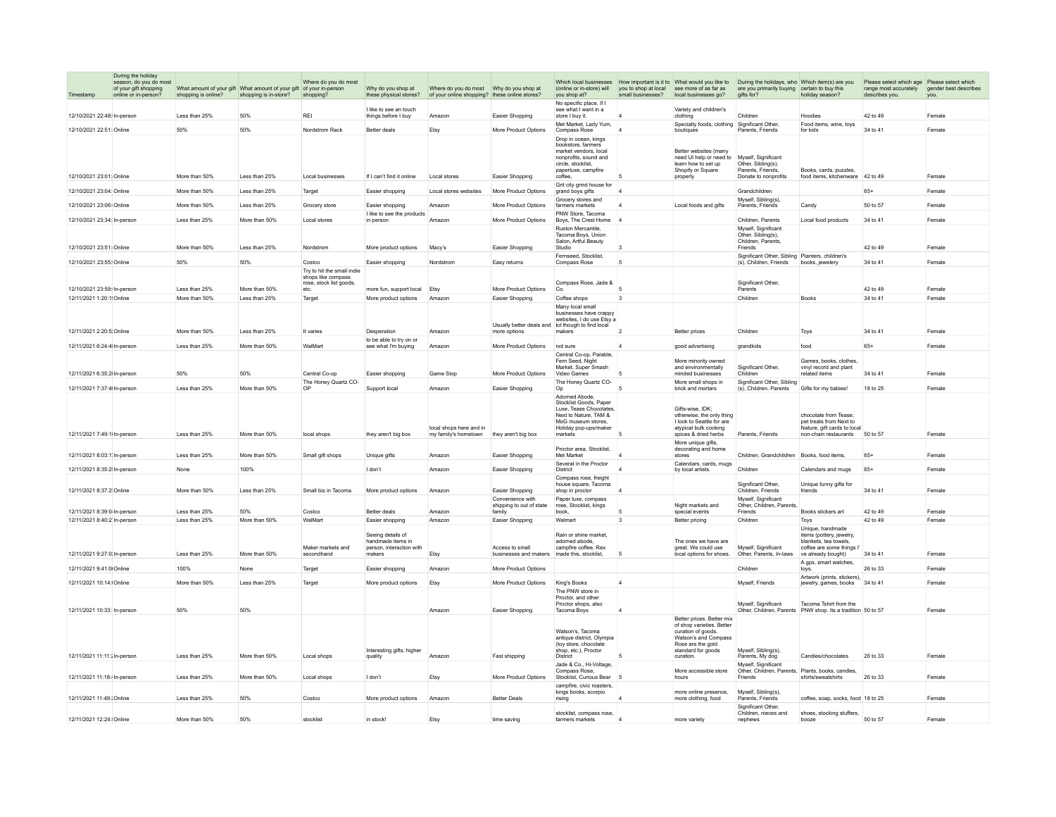| Timestamp | During the holiday season, do you do most of your gift shopping online or in-person? | What amount of your gift shopping is online? | What amount of your gift shopping is in-store? | Where do you do most of your in-person shopping? | Why do you shop at these physical stores? | Where do you do most of your online shopping? | Why do you shop at these online stores? | Which local businesses (online or in-store) will you shop at? | How important is it to you to shop at local small businesses? | What would you like to see more of as far as local businesses go? | During the holidays, who are you primarily buying gifts for? | Which item(s) are you certain to buy this holiday season? | Please select which age range most accurately describes you. | Please select which gender best describes you. |
|---|---|---|---|---|---|---|---|---|---|---|---|---|---|---|
| 12/10/2021 22:48: | In-person | Less than 25% | 50% | REI | I like to see an touch things before I buy | Amazon | Easier Shopping | No specific place, If I see what I want in a store I buy it. | 4 | Variety and children's clothing | Children | Hoodies | 42 to 49 | Female |
| 12/10/2021 22:51: | Online | 50% | 50% | Nordstrom Rack | Better deals | Etsy | More Product Options | Met Market, Lady Yum, Compass Rose | 4 | Specialty foods, clothing boutiques | Significant Other, Parents, Friends | Food items, wine, toys for kids | 34 to 41 | Female |
| 12/10/2021 23:01: | Online | More than 50% | Less than 25% | Local businesses | If I can't find it online | Local stores | Easier Shopping | Drop in ocean, kings bookstore, farmers market vendors, local nonprofits, sound and circle, stocklist, paperluxe, campfire coffee, | 5 | Better websites (many need UI help or need to learn how to set up Shopify or Square properly | Myself, Significant Other, Sibling(s), Parents, Friends, Donate to nonprofits | Books, cards, puzzles, food items, kitchenware | 42 to 49 | Female |
| 12/10/2021 23:04: | Online | More than 50% | Less than 25% | Target | Easier shopping | Local stores websites | More Product Options | Grit city grind house for grand boys gifts | 4 | | Grandchildren | | 65+ | Female |
| 12/10/2021 23:06: | Online | More than 50% | Less than 25% | Grocery store | Easier shopping | Amazon | More Product Options | Grocery stores and farmers markets | 4 | Local foods and gifts | Myself, Sibling(s), Parents, Friends | Candy | 50 to 57 | Female |
| 12/10/2021 23:34: | In-person | Less than 25% | More than 50% | Local stores | I like to see the products in person | Amazon | More Product Options | PNW Store, Tacoma Boys, The Crest Home | 4 | | Children, Parents | Local food products | 34 to 41 | Female |
| 12/10/2021 23:51: | Online | More than 50% | Less than 25% | Nordstrom | More product options | Macy's | Easier Shopping | Ruston Mercantile, Tacoma Boys, Union Salon, Artful Beauty Studio | 3 | | Myself, Significant Other, Sibling(s), Children, Parents, Friends | | 42 to 49 | Female |
| 12/10/2021 23:55: | Online | 50% | 50% | Costco | Easier shopping | Nordstrom | Easy returns | Fernseed, Stocklist, Compass Rose | 5 | | Significant Other, Sibling (s), Children, Friends | Planters, children's books, jewelery | 34 to 41 | Female |
| 12/10/2021 23:59: | In-person | Less than 25% | More than 50% | Try to hit the small indie shops like compass rose, stock list goods, etc. | more fun, support local | Etsy | More Product Options | Compass Rose, Jade & Co. | 5 | | Significant Other, Parents | | 42 to 49 | Female |
| 12/11/2021 1:20:1 | Online | More than 50% | Less than 25% | Target | More product options | Amazon | Easier Shopping | Coffee shops | 3 | | Children | Books | 34 to 41 | Female |
| 12/11/2021 2:20:5 | Online | More than 50% | Less than 25% | It varies | Desperation | Amazon | Usually better deals and more options | Many local small businesses have crappy websites, I do use Etsy a lot though to find local makers | 2 | Better prices | Children | Toys | 34 to 41 | Female |
| 12/11/2021 6:24:4 | In-person | Less than 25% | More than 50% | WalMart | to be able to try on or see what I'm buying | Amazon | More Product Options | not sure | 4 | good advertising | grandkids | food | 65+ | Female |
| 12/11/2021 6:35:2 | In-person | 50% | 50% | Central Co-op | Easier shopping | Game Stop | More Product Options | Central Co-op, Parable, Fern Seed, Night Market, Super Smash Video Games | 5 | More minority owned and environmentally minded businesses | Significant Other, Children | Games, books, clothes, vinyl record and plant related items | 34 to 41 | Female |
| 12/11/2021 7:37:4 | In-person | Less than 25% | More than 50% | The Honey Quartz CO-OP | Support local | Amazon | Easier Shopping | The Honey Quartz CO-Op | 5 | More small shops in brick and mortars | Significant Other, Sibling (s), Children, Parents | Gifts for my babies! | 18 to 25 | Female |
| 12/11/2021 7:49:1 | In-person | Less than 25% | More than 50% | local shops | they aren't big box | local shops here and in my family's hometown | they aren't big box | Adorned Abode, Stocklist Goods, Paper Luxe, Tease Chocolates, Next to Nature, TAM & MoG museum stores, Holiday pop-ups/maker markets | 5 | Gifts-wise, IDK; otherwise, the only thing I look to Seattle for are atypical bulk cooking spices & dried herbs | Parents, Friends | chocolate from Tease; pet treats from Next to Nature, gift cards to local non-chain restaurants | 50 to 57 | Female |
| 12/11/2021 8:03:1 | In-person | Less than 25% | More than 50% | Small gift shops | Unique gifts | Amazon | Easier Shopping | Proctor area, Stocklist, Met Market | 4 | More unique gifts, decorating and home stores | Children, Grandchildren | Books, food items, | 65+ | Female |
| 12/11/2021 8:35:2 | In-person | None | 100% | | I don't | Amazon | Easier Shopping | Several in the Proctor District | 4 | Calendars, cards, mugs by local artists. | Children | Calendars and mugs | 65+ | Female |
| 12/11/2021 8:37:2 | Online | More than 50% | Less than 25% | Small biz in Tacoma | More product options | Amazon | Easier Shopping | Compass rose, freight house square, Tacoma shop in proctor | 4 | | Significant Other, Children, Friends | Unique funny gifts for friends | 34 to 41 | Female |
| 12/11/2021 8:39:0 | In-person | Less than 25% | 50% | Costco | Better deals | Amazon | Convenience with shipping to out of state family | Paper luxe, compass rose, Stocklist, kings book, | 5 | Night markets and special events | Myself, Significant Other, Children, Parents, Friends | Books stickers art | 42 to 49 | Female |
| 12/11/2021 8:40:2 | In-person | Less than 25% | More than 50% | WalMart | Easier shopping | Amazon | Easier Shopping | Walmart | 3 | Better pricing | Children | Toys | 42 to 49 | Female |
| 12/11/2021 9:27:0 | In-person | Less than 25% | More than 50% | Maker markets and secondhand | Seeing details of handmade items in person, interaction with makers | Etsy | Access to small businesses and makers | Rain or shine market, adorned abode, campfire coffee, Rex made this, stocklist, | 5 | The ones we have are great. We could use local options for shoes. | Myself, Significant Other, Parents, In-laws | Unique, handmade items (pottery, jewelry, blankets, tea towels, coffee are some things i' ve already bought) | 34 to 41 | Female |
| 12/11/2021 9:41:0 | Online | 100% | None | Target | Easier shopping | Amazon | More Product Options | | | | Children | A gps, smart watches, toys. | 26 to 33 | Female |
| 12/11/2021 10:14: | Online | More than 50% | Less than 25% | Target | More product options | Etsy | More Product Options | King's Books | 4 | | Myself, Friends | Artwork (prints, stickers), jewelry, games, books | 34 to 41 | Female |
| 12/11/2021 10:33: | In-person | 50% | 50% | | | Amazon | Easier Shopping | The PNW store in Proctor, and other Proctor shops, also Tacoma Boys | 4 | | Myself, Significant Other, Children, Parents | Tacoma Tshirt from the PNW shop. Its a tradition | 50 to 57 | Female |
| 12/11/2021 11:11: | In-person | Less than 25% | More than 50% | Local shops | Interesting gifts, higher quality | Amazon | Fast shipping | Watson's, Tacoma antique district, Olympia (toy store, chocolate shop, etc.), Proctor District | 5 | Better prices. Better mix of shop varieties. Better curation of goods. Watson's and Compass Rose are the gold standard for goods curation. | Myself, Sibling(s), Parents, My dog | Candies/chocolates | 26 to 33 | Female |
| 12/11/2021 11:18: | In-person | Less than 25% | More than 50% | Local shops | I don't | Etsy | More Product Options | Jade & Co., Hi-Voltage, Compass Rose, Stocklist, Curious Bear | 5 | More accessible store hours | Myself, Significant Other, Children, Parents, Friends | Plants, books, candles, shirts/sweatshirts | 26 to 33 | Female |
| 12/11/2021 11:49: | Online | Less than 25% | 50% | Costco | More product options | Amazon | Better Deals | campfire, civic roasters, kings books, scorpio rising | 4 | more online presence, more clothing, food | Myself, Sibling(s), Parents, Friends | coffee, soap, socks, food | 18 to 25 | Female |
| 12/11/2021 12:24: | Online | More than 50% | 50% | stocklist | in stock! | Etsy | time saving | stocklist, compass rose, farmers markets | 4 | more variety | Significant Other, Children, nieces and nephews | shoes, stocking stuffers, booze | 50 to 57 | Female |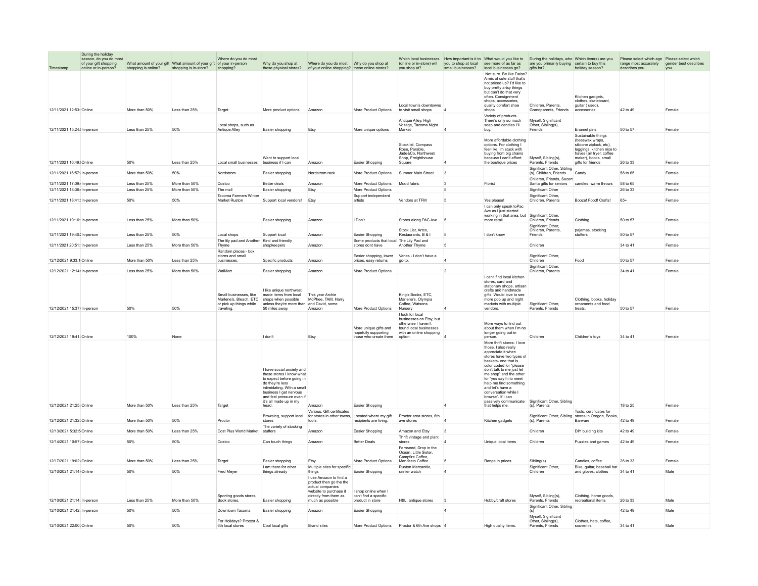| Timestamp | During the holiday season, do you do most of your gift shopping online or in-person? | What amount of your gift shopping is online? | What amount of your gift shopping is in-store? | Where do you do most of your in-person shopping? | Why do you shop at these physical stores? | Where do you do most of your online shopping? | Why do you shop at these online stores? | Which local businesses (online or in-store) will you shop at? | How important is it to you to shop at local small businesses? | What would you like to see more of as far as local businesses go? | During the holidays, who are you primarily buying gifts for? | Which item(s) are you certain to buy this holiday season? | Please select which age range most accurately describes you. | Please select which gender best describes you. |
|---|---|---|---|---|---|---|---|---|---|---|---|---|---|---|
| 12/11/2021 12:53: | Online | More than 50% | Less than 25% | Target | More product options | Amazon | More Product Options | Local town's downtowns to visit small shops | 4 | Not sure. Be like Daiso? A mix of cute stuff that's not priced up? I'd like to buy pretty artsy things but can't do that very often. Consignment shops, accessories, quality comfort shoe shops | Children, Parents, Grandparents, Friends | Kitchen gadgets, clothes, skateboard, guitar ( used), accessories | 42 to 49 | Female |
| 12/11/2021 15:24: | In-person | Less than 25% | 50% | Local shops, such as Antique Alley | Easier shopping | Etsy | More unique options | Antique Alley, High Voltage, Tacoma Night Market | 4 | Variety of products. There's only so much soap and candles I'll buy. | Myself, Significant Other, Sibling(s), Friends | Enamel pins | 50 to 57 | Female |
| 12/11/2021 16:49: | Online | 50% | Less than 25% | Local small businesses | Want to support local business if I can | Amazon | Easier Shopping | Stocklist, Compass Rose, Parable, Jade&Co, Northwest Shop, Freighthouse Square | 4 | More affordable clothing options. For clothing I feel like I'm stuck with buying from big chains because I can't afford the boutique prices | Myself, Sibling(s), Parents, Friends | Sustainable things (beeswax wraps, silicone ziplock, etc), leggings, kitchen nice to haves (air fryer, coffee maker), books, small gifts for friends | 26 to 33 | Female |
| 12/11/2021 16:57: | In-person | More than 50% | 50% | Nordstrom | Easier shopping | Nordstrom rack | More Product Options | Sumner Main Street | 3 | | Significant Other, Sibling (s), Children, Friends | Candy | 58 to 65 | Female |
| 12/11/2021 17:09: | In-person | Less than 25% | More than 50% | Costco | Better deals | Amazon | More Product Options | Mood fabric | 3 | Florist | Children, Friends, Secert Santa gifts for seniors | candles, warm throws | 58 to 65 | Female |
| 12/11/2021 18:36: | In-person | Less than 25% | More than 50% | The mall | Easier shopping | Etsy | More Product Options | | 5 | | Significant Other | | 26 to 33 | Female |
| 12/11/2021 18:41: | In-person | 50% | 50% | Tacoma Farmers Winter Market Ruston | Support local vendors! | Etsy | Support independent artists | Vendors at TFM | 5 | Yes please! | Significant Other, Children, Parents | Booze! Food! Crafts! | 65+ | Female |
| 12/11/2021 19:16: | In-person | Less than 25% | More than 50% | | Easier shopping | Amazon | I Don't | Stores along PAC Ave. | 5 | I can only speak toPac Ave as I just started working in that area, but more retail. | Significant Other, Children, Friends | Clothing | 50 to 57 | Female |
| 12/11/2021 19:40: | In-person | Less than 25% | 50% | Local shops | Support local | Amazon | Easier Shopping | Stock List, Artco, Restaurants, B & I | 5 | I don't know | Significant Other, Children, Parents, Friends | pajamas, stocking stuffers | 50 to 57 | Female |
| 12/11/2021 20:51: | In-person | Less than 25% | More than 50% | The lily pad and Another Thyme | Kind and friendly shopkeepers | Amazon | Some products that local stores dont have | The Lily Pad and Another Thyme | 5 | | Children | | 34 to 41 | Female |
| 12/12/2021 9:33:1 | Online | More than 50% | Less than 25% | Random places - box stores and small businesses. | Specific products | Amazon | Easier shopping, lower prices, easy returns | Varies - I don't have a go-to. | 4 | | Significant Other, Children | Food | 50 to 57 | Female |
| 12/12/2021 12:14: | In-person | Less than 25% | More than 50% | WalMart | Easier shopping | Amazon | More Product Options | | 2 | | Significant Other, Children, Parents | | 34 to 41 | Female |
| 12/12/2021 15:37: | In-person | 50% | 50% | Small businesses, like Marlene's, Bleach, ETC or pick up things while traveling. | I like unique northwest made items from local shops when possible unless they're more than 50 miles away. | This year Archie McPhee, TAM, Harry and David, some Amazon | More Product Options | King's Books, ETC, Marlene's, Olympia Coffee, Watsons Nursery | 4 | I can't find local kitchen stores, card and stationary shops, artisan crafts and handmade gifts. Would love to see more pop up and night markets with multiple vendors. | Significant Other, Parents, Friends | Clothing, books, holiday ornaments and food treats. | 50 to 57 | Female |
| 12/12/2021 19:41: | Online | 100% | None | | I don't | Etsy | More unique gifts and hopefully supporting those who create them | I look for local businesses on Etsy, but otherwise I haven't found local businesses with an online shopping option. | 4 | More ways to find out about them when I'm no longer going out in person. | Children | Children's toys | 34 to 41 | Female |
| 12/12/2021 21:25: | Online | More than 50% | Less than 25% | Target | I have social anxiety and these stores I know what to expect before going in do they're less intimidating. With a small business I get nervous and feel pressure even if it's all made up in my head. | Amazon | Easier Shopping | | 4 | More thrift stores- I love those. I also really appreciate it when stores have two types of baskets- one that is color coded for "please don't talk to me just let me shop" and the other for "yes say hi to meet help me find something and let's have a conversation while I browse". If I can passively communicate that helps me. | Significant Other, Sibling (s), Parents | | 18 to 25 | Female |
| 12/12/2021 21:32: | Online | More than 50% | 50% | Proctor | Browsing, support local stores | Various. Gift certificates for stores in other towns, tools. | Located where my gift recipients are living. | Proctor area stores, 6th ave stores | 4 | Kitchen gadgets | Significant Other, Sibling (s), Parents | Tools, certificates for stores in Oregon, Books, Barware | 42 to 49 | Female |
| 12/13/2021 5:32:5 | Online | More than 50% | Less than 25% | Cost Plus World Market | The variety of stocking stuffers | Amazon | Easier Shopping | Amazon and Etsy | 3 | | Children | DIY building kits | 42 to 49 | Female |
| 12/14/2021 10:57: | Online | 50% | 50% | Costco | Can touch things | Amazon | Better Deals | Thrift vintage and plant stores | 4 | Unique local items | Children | Puzzles and games | 42 to 49 | Female |
| 12/17/2021 19:02: | Online | More than 50% | Less than 25% | Target | Easier shopping | Etsy | More Product Options | Fernseed, Drop in the Ocean, Little Sister, Campfire Coffee, Manifesto Coffee | 5 | Range in prices | Sibling(s) | Candles, coffee | 26 to 33 | Female |
| 12/10/2021 21:14: | Online | 50% | 50% | Fred Meyer | I am there for other things already | Multiple sites for specific things | Easier Shopping | Ruston Mercantile, rainier watch | 4 | | Significant Other, Children | Bike, guitar, baseball bat and gloves, clothes | 34 to 41 | Male |
| 12/10/2021 21:14: | In-person | Less than 25% | More than 50% | Sporting goods stores, Book stores, | Easier shopping | I use Amazon to find a product then go the the actual companies website to purchase it directly from them as much as possible | I shop online when I can't find a specific product in store | H&L, antique stores | 3 | Hobby/craft stores | Myself, Sibling(s), Parents, Friends | Clothing, home goods, recreational items | 26 to 33 | Male |
| 12/10/2021 21:42: | In-person | 50% | 50% | Downtown Tacoma | Easier shopping | Amazon | Easier Shopping | | 4 | | Significant Other, Sibling (s) | | 42 to 49 | Male |
| 12/10/2021 22:00: | Online | 50% | 50% | For Holidays? Proctor & 6th local stores | Cool local gifts | Brand sites | More Product Options | Proctor & 6th Ave shops | 4 | High quality items. | Myself, Significant Other, Sibling(s), Parents, Friends | Clothes, hats, coffee, souvenirs | 34 to 41 | Male |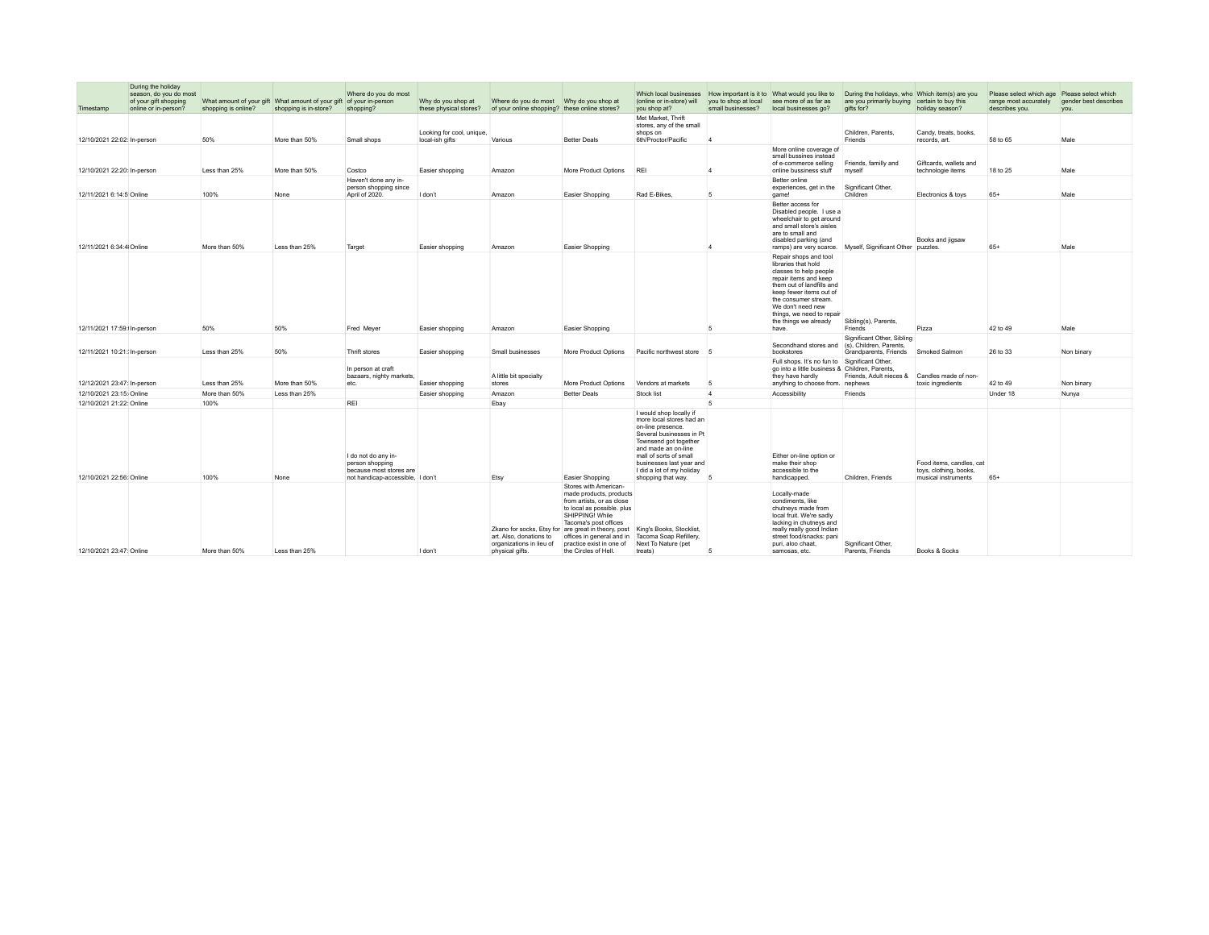| Timestamp | During the holiday season, do you do most of your gift shopping online or in-person? | What amount of your gift shopping is online? | What amount of your gift shopping is in-store? | Where do you do most of your in-person shopping? | Why do you shop at these physical stores? | Where do you do most of your online shopping? | Why do you shop at these online stores? | Which local businesses (online or in-store) will you shop at? | How important is it to you to shop at local small businesses? | What would you like to see more of as far as local businesses go? | During the holidays, who are you primarily buying gifts for? | Which item(s) are you certain to buy this holiday season? | Please select which age range most accurately describes you. | Please select which gender best describes you. |
|---|---|---|---|---|---|---|---|---|---|---|---|---|---|---|
| 12/10/2021 22:02: | In-person | 50% | More than 50% | Small shops | Looking for cool, unique, local-ish gifts | Various | Better Deals | Met Market, Thrift stores, any of the small shops on 6th/Proctor/Pacific | 4 | | Children, Parents, Friends | Candy, treats, books, records, art. | 58 to 65 | Male |
| 12/10/2021 22:20: | In-person | Less than 25% | More than 50% | Costco | Easier shopping | Amazon | More Product Options | REI | 4 | More online coverage of small bussines instead of e-commerce selling online bussiness stuff | Friends, familly and myself | Giftcards, wallets and technologie items | 18 to 25 | Male |
| 12/11/2021 6:14:5 | Online | 100% | None | Haven't done any in-person shopping since April of 2020. | I don't | Amazon | Easier Shopping | Rad E-Bikes, | 5 | Better online experiences, get in the game! | Significant Other, Children | Electronics & toys | 65+ | Male |
| 12/11/2021 6:34:4 | Online | More than 50% | Less than 25% | Target | Easier shopping | Amazon | Easier Shopping | | 4 | Better access for Disabled people. I use a wheelchair to get around and small store's aisles are to small and disabled parking (and ramps) are very scarce. | Myself, Significant Other | Books and jigsaw puzzles. | 65+ | Male |
| 12/11/2021 17:59: | In-person | 50% | 50% | Fred Meyer | Easier shopping | Amazon | Easier Shopping | | 5 | Repair shops and tool libraries that hold classes to help people repair items and keep them out of landfills and keep fewer items out of the consumer stream. We don't need new things, we need to repair the things we already have. | Sibling(s), Parents, Friends | Pizza | 42 to 49 | Male |
| 12/11/2021 10:21: | In-person | Less than 25% | 50% | Thrift stores | Easier shopping | Small businesses | More Product Options | Pacific northwest store | 5 | Secondhand stores and bookstores | Significant Other, Sibling (s), Children, Parents, Grandparents, Friends | Smoked Salmon | 26 to 33 | Non binary |
| 12/12/2021 23:47: | In-person | Less than 25% | More than 50% | In person at craft bazaars, nighty markets, etc. | Easier shopping | A little bit specialty stores | More Product Options | Vendors at markets | 5 | Full shops. It's no fun to go into a little business & they have hardly anything to choose from. | Significant Other, Children, Parents, Friends, Adult nieces & nephews | Candles made of non-toxic ingredients | 42 to 49 | Non binary |
| 12/10/2021 23:15: | Online | More than 50% | Less than 25% | | Easier shopping | Amazon | Better Deals | Stock list | 4 | Accessibility | Friends | | Under 18 | Nunya |
| 12/10/2021 21:22: | Online | 100% | | REI | | Ebay | | | 5 | | | | | |
| 12/10/2021 22:56: | Online | 100% | None | I do not do any in-person shopping because most stores are not handicap-accessible. | I don't | Etsy | Easier Shopping | I would shop locally if more local stores had an on-line presence. Several businesses in Pt Townsend got together and made an on-line mall of sorts of small businesses last year and I did a lot of my holiday shopping that way. | 5 | Either on-line option or make their shop accessible to the handicapped. | Children, Friends | Food items, candles, cat toys, clothing, books, musical instruments | 65+ | |
| 12/10/2021 23:47: | Online | More than 50% | Less than 25% | | I don't | Zkano for socks, Etsy for art. Also, donations to organizations in lieu of physical gifts. | Stores with American-made products, products from artists, or as close to local as possible. plus SHIPPING! While Tacoma's post offices are great in theory, post offices in general and in practice exist in one of the Circles of Hell. | King's Books, Stocklist, Tacoma Soap Refillery, Next To Nature (pet treats) | 5 | Locally-made condiments, like chutneys made from local fruit. We're sadly lacking in chutneys and really really good Indian street food/snacks: pani puri, aloo chaat, samosas, etc. | Significant Other, Parents, Friends | Books & Socks | | |